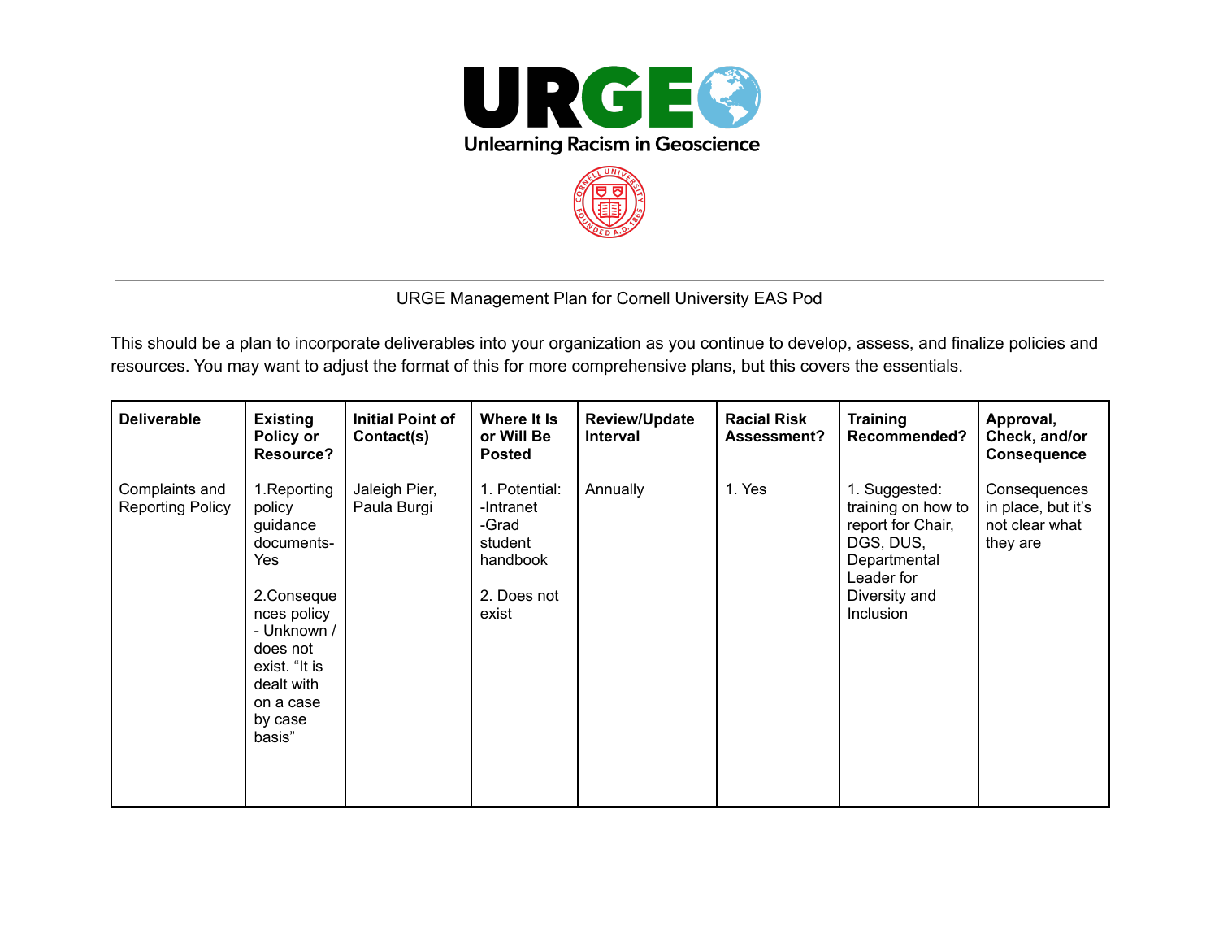URGE Management Plan for Cornell University EAS Pod

This should be a plan to incorporate deliverables into your organization as you continue to develop, assess, and finalize policies and resources. You may want to adjust the format of this for more comprehensive plans, but this covers the essentials.

| Deliverable | Existing Policy or Resource? | Initial Point of Contact(s) | Where It Is or Will Be Posted | Review/Update Interval | Racial Risk Assessment? | Training Recommended? | Approval, Check, and/or Consequence |
|---|---|---|---|---|---|---|---|
| Complaints and Reporting Policy | 1.Reporting policy guidance documents- Yes<br><br>2.Consequences policy - Unknown / does not exist. "It is dealt with on a case by case basis" | Jaleigh Pier, Paula Burgi | 1. Potential:<br>-Intranet<br>-Grad student handbook<br><br>2. Does not exist | Annually | 1. Yes | 1. Suggested: training on how to report for Chair, DGS, DUS, Departmental Leader for Diversity and Inclusion | Consequences in place, but it's not clear what they are |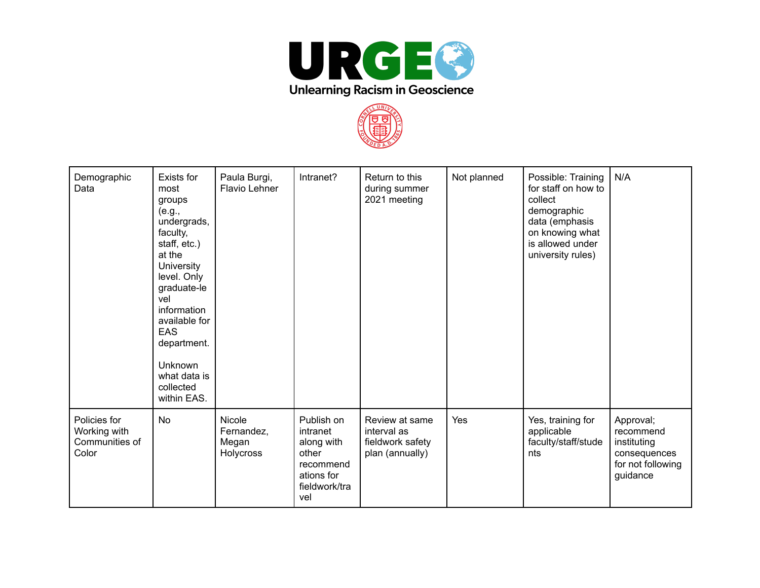| Demographic Data | Exists for most groups (e.g., undergrads, faculty, staff, etc.) at the University level. Only graduate-level information available for EAS department.<br><br>Unknown what data is collected within EAS. | Paula Burgi, Flavio Lehner | Intranet? | Return to this during summer 2021 meeting | Not planned | Possible: Training for staff on how to collect demographic data (emphasis on knowing what is allowed under university rules) | N/A |
|---|---|---|---|---|---|---|---|
| Policies for Working with Communities of Color | No | Nicole Fernandez, Megan Holycross | Publish on intranet along with other recommendations for fieldwork/travel | Review at same interval as fieldwork safety plan (annually) | Yes | Yes, training for applicable faculty/staff/students | Approval; recommend instituting consequences for not following guidance |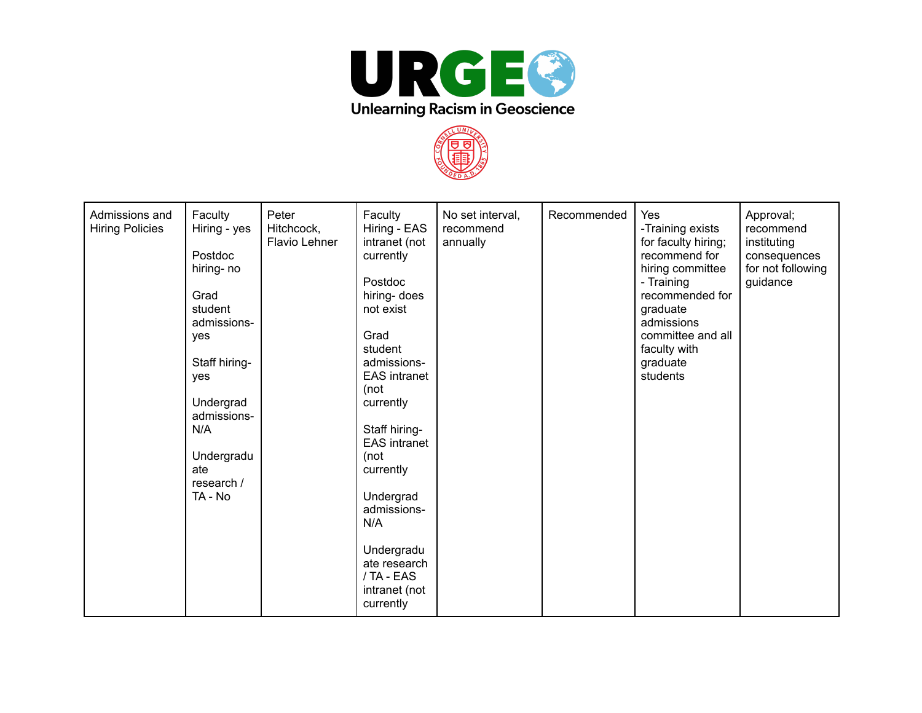| Admissions and Hiring Policies | Faculty Hiring - yes<br><br>Postdoc hiring- no<br><br>Grad student admissions- yes<br><br>Staff hiring- yes<br><br>Undergrad admissions- N/A<br><br>Undergraduate research / TA - No | Peter Hitchcock, Flavio Lehner | Faculty Hiring - EAS intranet (not currently<br><br>Postdoc hiring- does not exist<br><br>Grad student admissions- EAS intranet (not currently<br><br>Staff hiring- EAS intranet (not currently<br><br>Undergrad admissions- N/A<br><br>Undergraduate research / TA - EAS intranet (not currently | No set interval, recommend annually | Recommended | Yes<br>-Training exists for faculty hiring; recommend for hiring committee<br>- Training recommended for graduate admissions committee and all faculty with graduate students | Approval; recommend instituting consequences for not following guidance |
|---|---|---|---|---|---|---|---|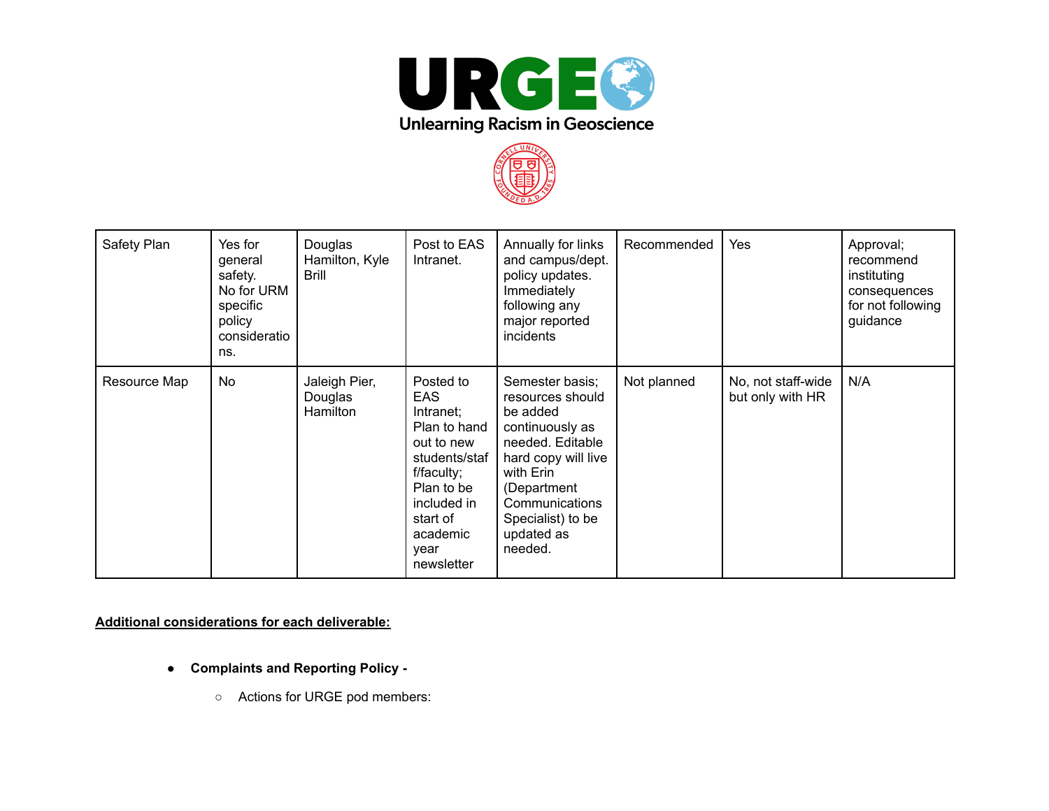| | | | | | | | |
|---|---|---|---|---|---|---|---|
| Safety Plan | Yes for general safety. No for URM specific policy considerations. | Douglas Hamilton, Kyle Brill | Post to EAS Intranet. | Annually for links and campus/dept. policy updates. Immediately following any major reported incidents | Recommended | Yes | Approval; recommend instituting consequences for not following guidance |
| Resource Map | No | Jaleigh Pier, Douglas Hamilton | Posted to EAS Intranet; Plan to hand out to new students/staff/faculty; Plan to be included in start of academic year newsletter | Semester basis; resources should be added continuously as needed. Editable hard copy will live with Erin (Department Communications Specialist) to be updated as needed. | Not planned | No, not staff-wide but only with HR | N/A |

**Additional considerations for each deliverable:**

- **Complaints and Reporting Policy -**
    - Actions for URGE pod members: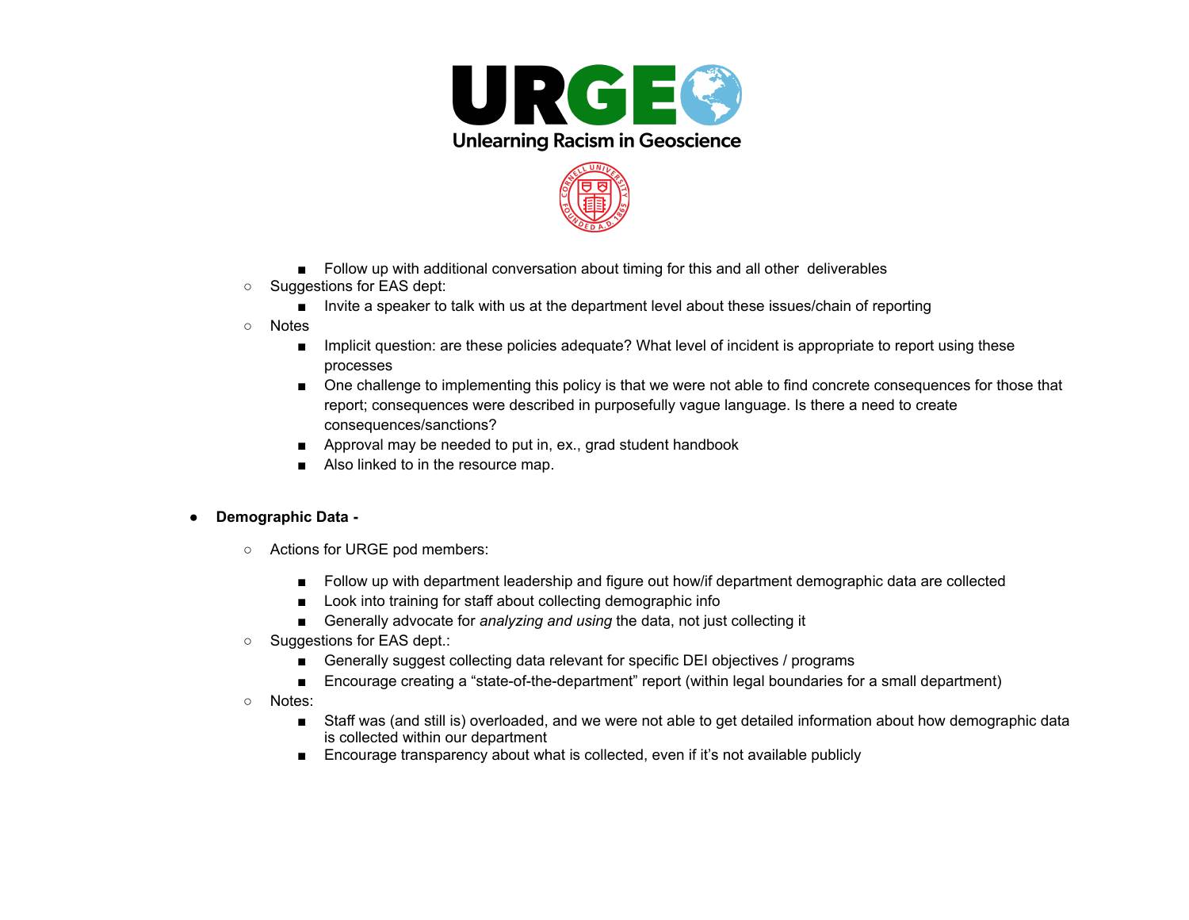- Follow up with additional conversation about timing for this and all other deliverables
    - Suggestions for EAS dept:
        - Invite a speaker to talk with us at the department level about these issues/chain of reporting
    - Notes
        - Implicit question: are these policies adequate? What level of incident is appropriate to report using these processes
        - One challenge to implementing this policy is that we were not able to find concrete consequences for those that report; consequences were described in purposefully vague language. Is there a need to create consequences/sanctions?
        - Approval may be needed to put in, ex., grad student handbook
        - Also linked to in the resource map.

- **Demographic Data -**
    - Actions for URGE pod members:
        - Follow up with department leadership and figure out how/if department demographic data are collected
        - Look into training for staff about collecting demographic info
        - Generally advocate for *analyzing and using* the data, not just collecting it
    - Suggestions for EAS dept.:
        - Generally suggest collecting data relevant for specific DEI objectives / programs
        - Encourage creating a "state-of-the-department" report (within legal boundaries for a small department)
    - Notes:
        - Staff was (and still is) overloaded, and we were not able to get detailed information about how demographic data is collected within our department
        - Encourage transparency about what is collected, even if it's not available publicly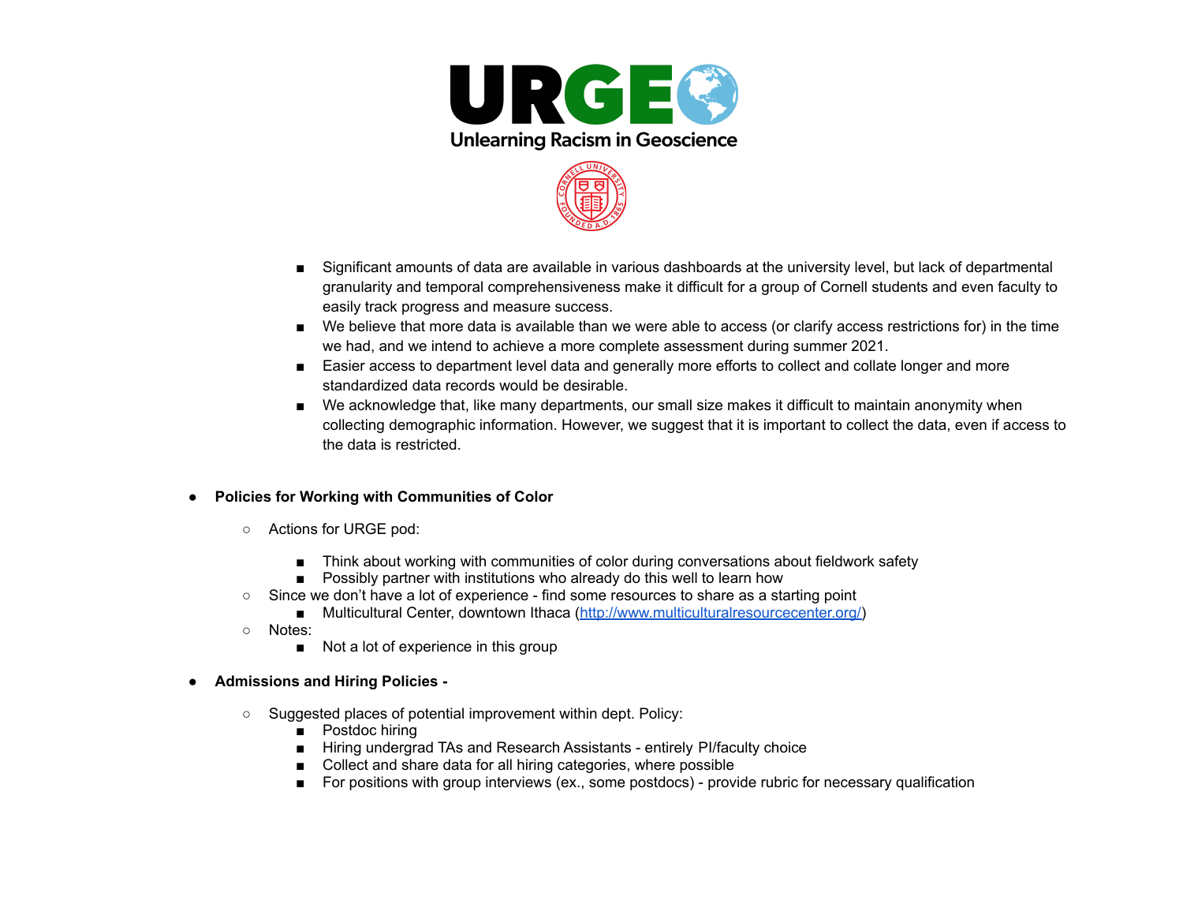- Significant amounts of data are available in various dashboards at the university level, but lack of departmental granularity and temporal comprehensiveness make it difficult for a group of Cornell students and even faculty to easily track progress and measure success.
- We believe that more data is available than we were able to access (or clarify access restrictions for) in the time we had, and we intend to achieve a more complete assessment during summer 2021.
- Easier access to department level data and generally more efforts to collect and collate longer and more standardized data records would be desirable.
- We acknowledge that, like many departments, our small size makes it difficult to maintain anonymity when collecting demographic information. However, we suggest that it is important to collect the data, even if access to the data is restricted.

- **Policies for Working with Communities of Color**
    - Actions for URGE pod:
        - Think about working with communities of color during conversations about fieldwork safety
        - Possibly partner with institutions who already do this well to learn how
    - Since we don't have a lot of experience - find some resources to share as a starting point
        - Multicultural Center, downtown Ithaca (http://www.multiculturalresourcecenter.org/)
    - Notes:
        - Not a lot of experience in this group

- **Admissions and Hiring Policies -**
    - Suggested places of potential improvement within dept. Policy:
        - Postdoc hiring
        - Hiring undergrad TAs and Research Assistants - entirely PI/faculty choice
        - Collect and share data for all hiring categories, where possible
        - For positions with group interviews (ex., some postdocs) - provide rubric for necessary qualification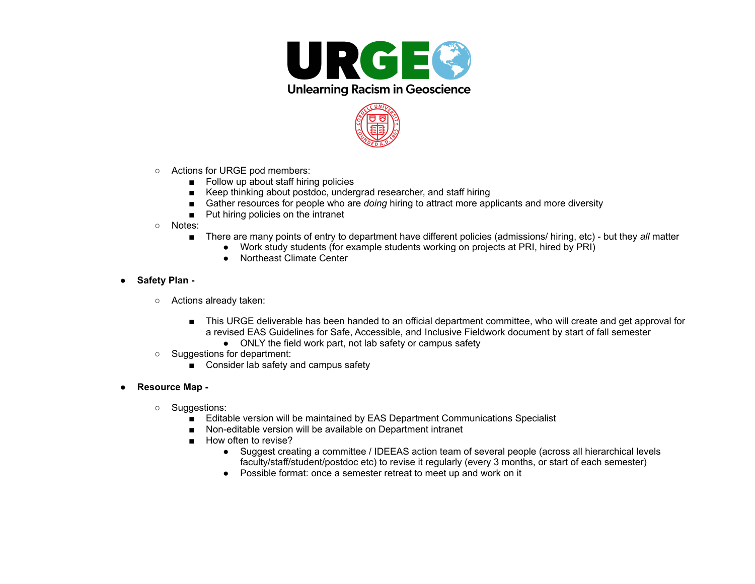- Actions for URGE pod members:
  - Follow up about staff hiring policies
  - Keep thinking about postdoc, undergrad researcher, and staff hiring
  - Gather resources for people who are *doing* hiring to attract more applicants and more diversity
  - Put hiring policies on the intranet
- Notes:
  - There are many points of entry to department have different policies (admissions/ hiring, etc) - but they *all* matter
    - Work study students (for example students working on projects at PRI, hired by PRI)
    - Northeast Climate Center

- **Safety Plan -**
  - Actions already taken:
    - This URGE deliverable has been handed to an official department committee, who will create and get approval for a revised EAS Guidelines for Safe, Accessible, and Inclusive Fieldwork document by start of fall semester
      - ONLY the field work part, not lab safety or campus safety
  - Suggestions for department:
    - Consider lab safety and campus safety

- **Resource Map -**
  - Suggestions:
    - Editable version will be maintained by EAS Department Communications Specialist
    - Non-editable version will be available on Department intranet
    - How often to revise?
      - Suggest creating a committee / IDEEAS action team of several people (across all hierarchical levels faculty/staff/student/postdoc etc) to revise it regularly (every 3 months, or start of each semester)
      - Possible format: once a semester retreat to meet up and work on it